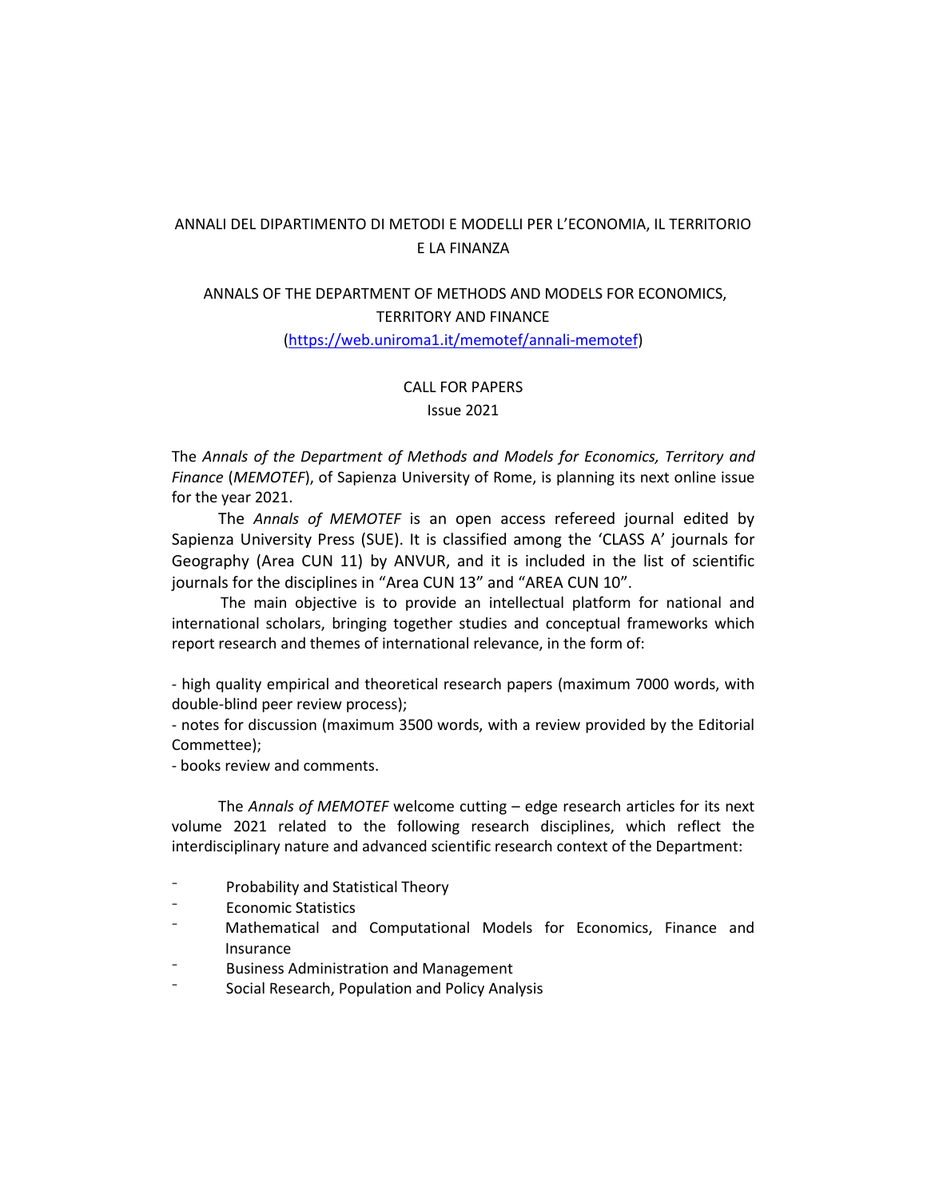ANNALI DEL DIPARTIMENTO DI METODI E MODELLI PER L'ECONOMIA, IL TERRITORIO E LA FINANZA

ANNALS OF THE DEPARTMENT OF METHODS AND MODELS FOR ECONOMICS, TERRITORY AND FINANCE

(https://web.uniroma1.it/memotef/annali-memotef)

CALL FOR PAPERS

Issue 2021

The *Annals of the Department of Methods and Models for Economics, Territory and Finance* (*MEMOTEF*), of Sapienza University of Rome, is planning its next online issue for the year 2021.

The *Annals of MEMOTEF* is an open access refereed journal edited by Sapienza University Press (SUE). It is classified among the 'CLASS A' journals for Geography (Area CUN 11) by ANVUR, and it is included in the list of scientific journals for the disciplines in "Area CUN 13" and "AREA CUN 10".

The main objective is to provide an intellectual platform for national and international scholars, bringing together studies and conceptual frameworks which report research and themes of international relevance, in the form of:

- high quality empirical and theoretical research papers (maximum 7000 words, with double-blind peer review process);
- notes for discussion (maximum 3500 words, with a review provided by the Editorial Commettee);
- books review and comments.

The *Annals of MEMOTEF* welcome cutting – edge research articles for its next volume 2021 related to the following research disciplines, which reflect the interdisciplinary nature and advanced scientific research context of the Department:

- Probability and Statistical Theory
- Economic Statistics
- Mathematical and Computational Models for Economics, Finance and Insurance
- Business Administration and Management
- Social Research, Population and Policy Analysis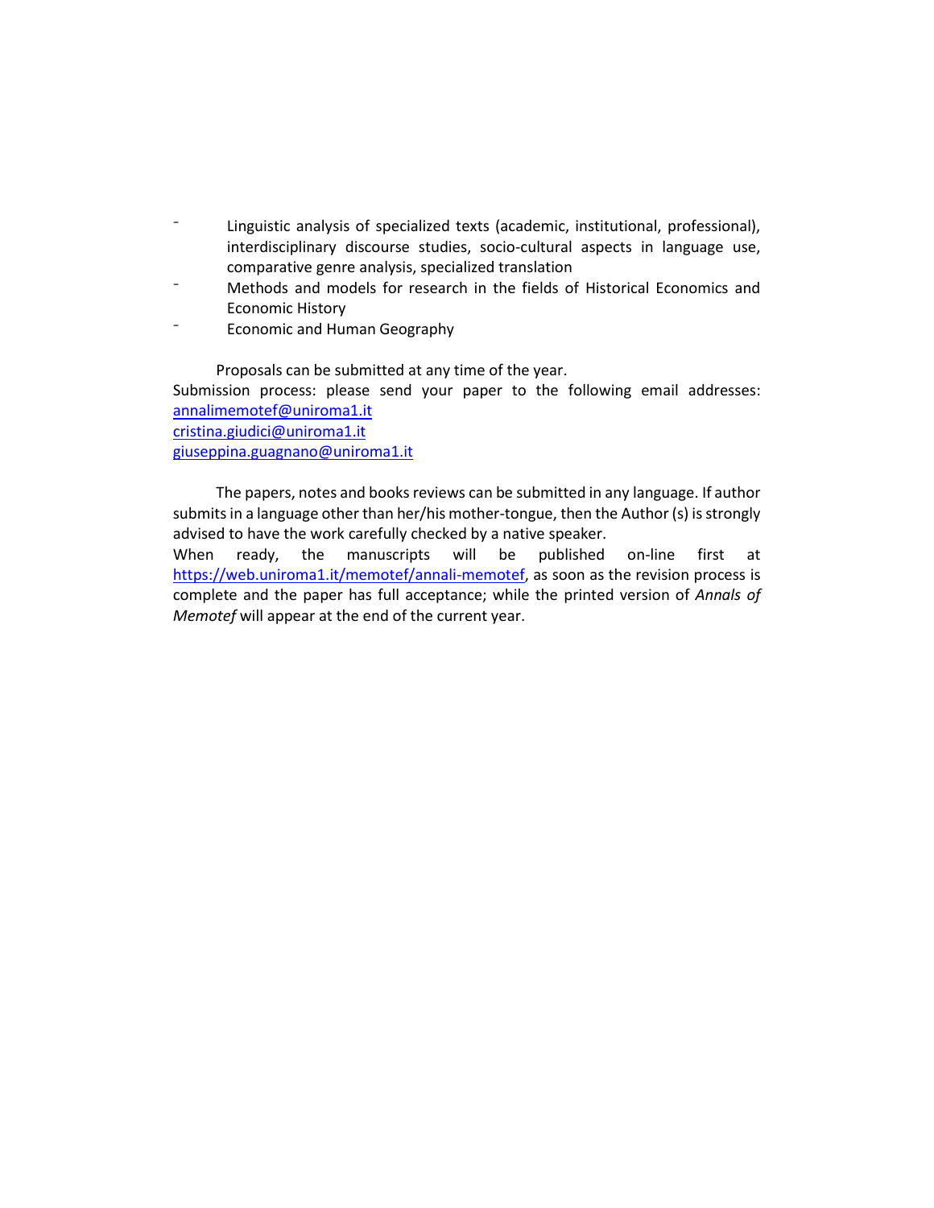- Linguistic analysis of specialized texts (academic, institutional, professional), interdisciplinary discourse studies, socio-cultural aspects in language use, comparative genre analysis, specialized translation
- Methods and models for research in the fields of Historical Economics and Economic History
- Economic and Human Geography

Proposals can be submitted at any time of the year.
Submission process: please send your paper to the following email addresses:
annalimemotef@uniroma1.it
cristina.giudici@uniroma1.it
giuseppina.guagnano@uniroma1.it

The papers, notes and books reviews can be submitted in any language. If author submits in a language other than her/his mother-tongue, then the Author (s) is strongly advised to have the work carefully checked by a native speaker.
When ready, the manuscripts will be published on-line first at https://web.uniroma1.it/memotef/annali-memotef, as soon as the revision process is complete and the paper has full acceptance; while the printed version of *Annals of Memotef* will appear at the end of the current year.